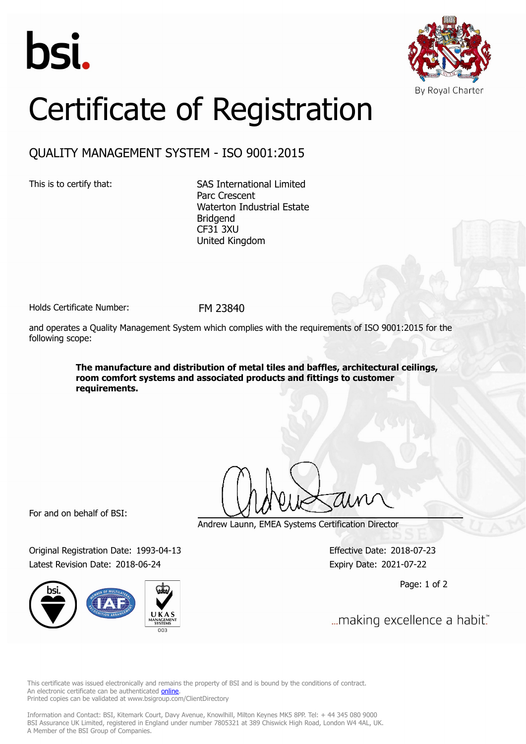bsi.

By Royal Charter

# Certificate of Registration

## QUALITY MANAGEMENT SYSTEM - ISO 9001:2015

This is to certify that:

SAS International Limited
Parc Crescent
Waterton Industrial Estate
Bridgend
CF31 3XU
United Kingdom

Holds Certificate Number: FM 23840

and operates a Quality Management System which complies with the requirements of ISO 9001:2015 for the following scope:

**The manufacture and distribution of metal tiles and baffles, architectural ceilings, room comfort systems and associated products and fittings to customer requirements.**

For and on behalf of BSI:

Andrew Launn, EMEA Systems Certification Director

Original Registration Date: 1993-04-13
Latest Revision Date: 2018-06-24

Effective Date: 2018-07-23
Expiry Date: 2021-07-22

...making excellence a habit.™

This certificate was issued electronically and remains the property of BSI and is bound by the conditions of contract.
An electronic certificate can be authenticated online.
Printed copies can be validated at www.bsigroup.com/ClientDirectory

Information and Contact: BSI, Kitemark Court, Davy Avenue, Knowlhill, Milton Keynes MK5 8PP. Tel: + 44 345 080 9000
BSI Assurance UK Limited, registered in England under number 7805321 at 389 Chiswick High Road, London W4 4AL, UK.
A Member of the BSI Group of Companies.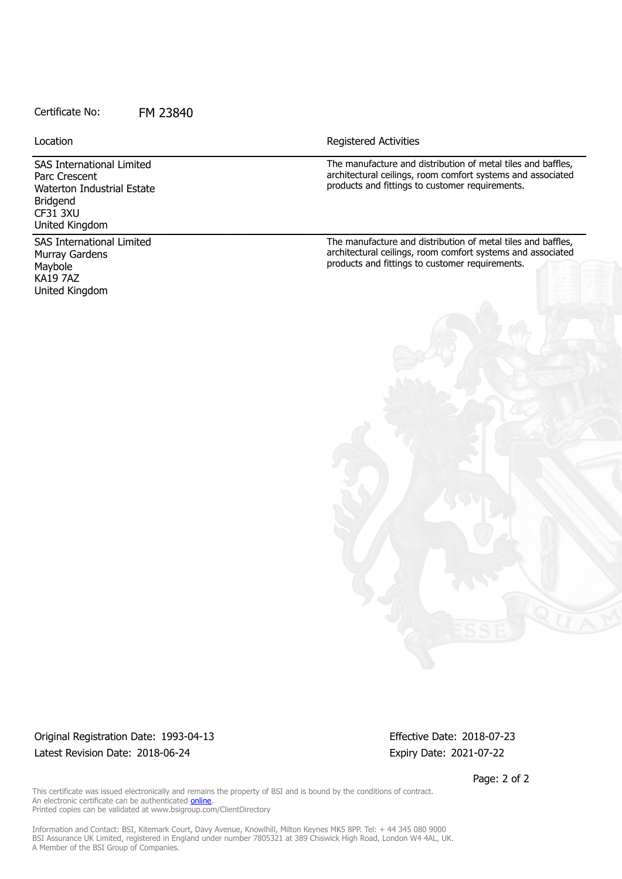Certificate No: FM 23840

| Location | Registered Activities |
| --- | --- |
| SAS International Limited<br>Parc Crescent<br>Waterton Industrial Estate<br>Bridgend<br>CF31 3XU<br>United Kingdom | The manufacture and distribution of metal tiles and baffles, architectural ceilings, room comfort systems and associated products and fittings to customer requirements. |
| SAS International Limited<br>Murray Gardens<br>Maybole<br>KA19 7AZ<br>United Kingdom | The manufacture and distribution of metal tiles and baffles, architectural ceilings, room comfort systems and associated products and fittings to customer requirements. |

Original Registration Date: 1993-04-13

Latest Revision Date: 2018-06-24

Effective Date: 2018-07-23

Expiry Date: 2021-07-22

This certificate was issued electronically and remains the property of BSI and is bound by the conditions of contract.
An electronic certificate can be authenticated online.
Printed copies can be validated at www.bsigroup.com/ClientDirectory

Information and Contact: BSI, Kitemark Court, Davy Avenue, Knowlhill, Milton Keynes MK5 8PP. Tel: + 44 345 080 9000
BSI Assurance UK Limited, registered in England under number 7805321 at 389 Chiswick High Road, London W4 4AL, UK.
A Member of the BSI Group of Companies.